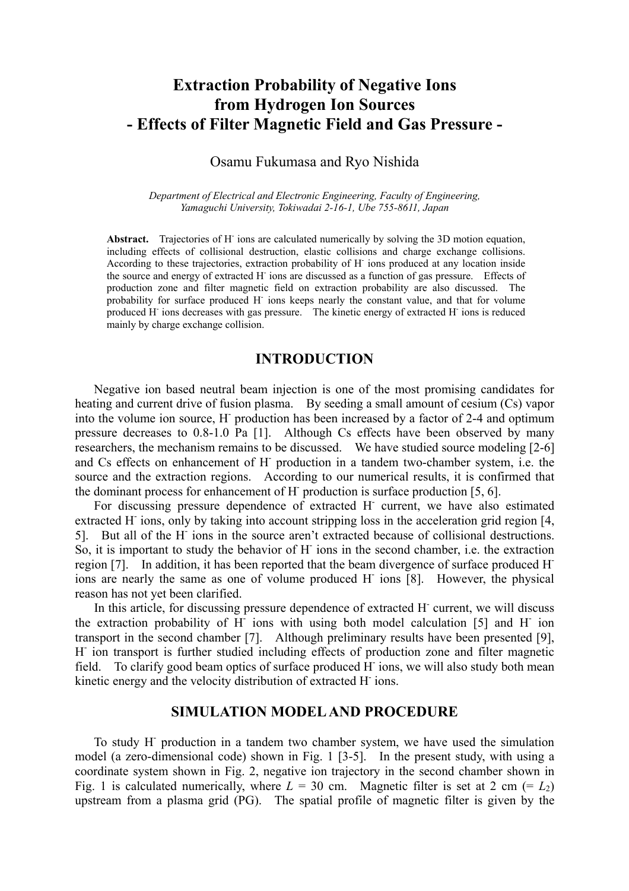# Extraction Probability of Negative Ions from Hydrogen Ion Sources - Effects of Filter Magnetic Field and Gas Pressure -

Osamu Fukumasa and Ryo Nishida

*Department of Electrical and Electronic Engineering, Faculty of Engineering, Yamaguchi University, Tokiwadai 2-16-1, Ube 755-8611, Japan*

**Abstract.** Trajectories of $H^-$ ions are calculated numerically by solving the 3D motion equation, including effects of collisional destruction, elastic collisions and charge exchange collisions. According to these trajectories, extraction probability of $H^-$ ions produced at any location inside the source and energy of extracted $H^-$ ions are discussed as a function of gas pressure. Effects of production zone and filter magnetic field on extraction probability are also discussed. The probability for surface produced $H^-$ ions keeps nearly the constant value, and that for volume produced $H^-$ ions decreases with gas pressure. The kinetic energy of extracted $H^-$ ions is reduced mainly by charge exchange collision.

## INTRODUCTION

Negative ion based neutral beam injection is one of the most promising candidates for heating and current drive of fusion plasma. By seeding a small amount of cesium (Cs) vapor into the volume ion source, $H^-$ production has been increased by a factor of 2-4 and optimum pressure decreases to 0.8-1.0 Pa [1]. Although Cs effects have been observed by many researchers, the mechanism remains to be discussed. We have studied source modeling [2-6] and Cs effects on enhancement of $H^-$ production in a tandem two-chamber system, i.e. the source and the extraction regions. According to our numerical results, it is confirmed that the dominant process for enhancement of $H^-$ production is surface production [5, 6].

For discussing pressure dependence of extracted $H^-$ current, we have also estimated extracted $H^-$ ions, only by taking into account stripping loss in the acceleration grid region [4, 5]. But all of the $H^-$ ions in the source aren't extracted because of collisional destructions. So, it is important to study the behavior of $H^-$ ions in the second chamber, i.e. the extraction region [7]. In addition, it has been reported that the beam divergence of surface produced $H^-$ ions are nearly the same as one of volume produced $H^-$ ions [8]. However, the physical reason has not yet been clarified.

In this article, for discussing pressure dependence of extracted $H^-$ current, we will discuss the extraction probability of $H^-$ ions with using both model calculation [5] and $H^-$ ion transport in the second chamber [7]. Although preliminary results have been presented [9], $H^-$ ion transport is further studied including effects of production zone and filter magnetic field. To clarify good beam optics of surface produced $H^-$ ions, we will also study both mean kinetic energy and the velocity distribution of extracted $H^-$ ions.

## SIMULATION MODEL AND PROCEDURE

To study $H^-$ production in a tandem two chamber system, we have used the simulation model (a zero-dimensional code) shown in Fig. 1 [3-5]. In the present study, with using a coordinate system shown in Fig. 2, negative ion trajectory in the second chamber shown in Fig. 1 is calculated numerically, where $L$ = 30 cm. Magnetic filter is set at 2 cm (= $L_2$) upstream from a plasma grid (PG). The spatial profile of magnetic filter is given by the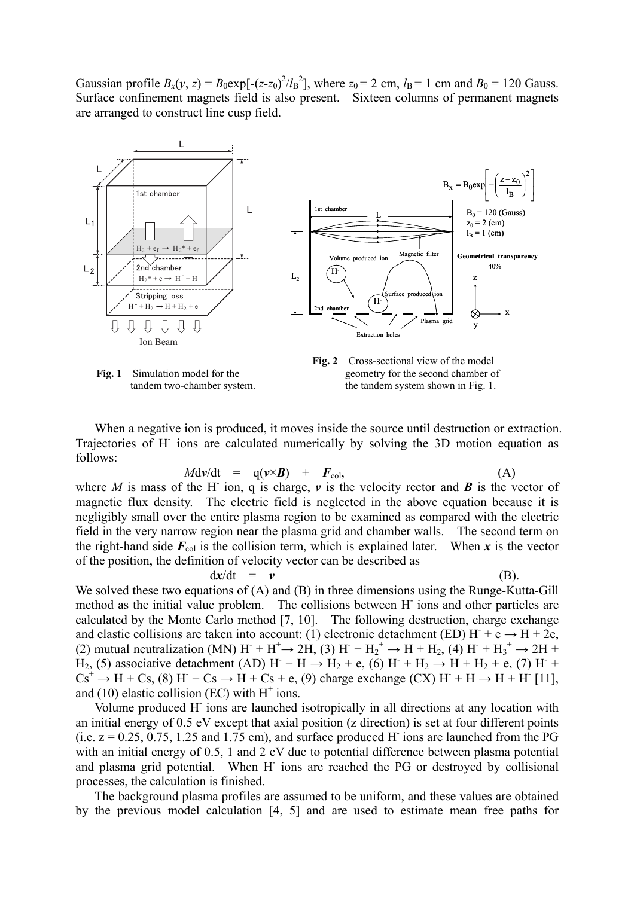Gaussian profile $B_x(y, z) = B_0\exp[-(z-z_0)^2/l_B^2]$, where $z_0 = 2$ cm, $l_B = 1$ cm and $B_0 = 120$ Gauss. Surface confinement magnets field is also present. Sixteen columns of permanent magnets are arranged to construct line cusp field.

**Fig. 1** Simulation model for the tandem two-chamber system.

**Fig. 2** Cross-sectional view of the model geometry for the second chamber of the tandem system shown in Fig. 1.

When a negative ion is produced, it moves inside the source until destruction or extraction. Trajectories of $H^-$ ions are calculated numerically by solving the 3D motion equation as follows:

$$M d\boldsymbol{v}/dt = q(\boldsymbol{v}\times\boldsymbol{B}) + \boldsymbol{F}_{col}, \quad \text{(A)}$$

where $M$ is mass of the $H^-$ ion, q is charge, $\boldsymbol{v}$ is the velocity rector and $\boldsymbol{B}$ is the vector of magnetic flux density. The electric field is neglected in the above equation because it is negligibly small over the entire plasma region to be examined as compared with the electric field in the very narrow region near the plasma grid and chamber walls. The second term on the right-hand side $\boldsymbol{F}_{col}$ is the collision term, which is explained later. When $\boldsymbol{x}$ is the vector of the position, the definition of velocity vector can be described as

$$d\boldsymbol{x}/dt = \boldsymbol{v} \quad \text{(B)}.$$

We solved these two equations of (A) and (B) in three dimensions using the Runge-Kutta-Gill method as the initial value problem. The collisions between $H^-$ ions and other particles are calculated by the Monte Carlo method [7, 10]. The following destruction, charge exchange and elastic collisions are taken into account: (1) electronic detachment (ED) $H^- + e \rightarrow H + 2e$, (2) mutual neutralization (MN) $H^- + H^+ \rightarrow 2H$, (3) $H^- + H_2^+ \rightarrow H + H_2$, (4) $H^- + H_3^+ \rightarrow 2H + H_2$, (5) associative detachment (AD) $H^- + H \rightarrow H_2 + e$, (6) $H^- + H_2 \rightarrow H + H_2 + e$, (7) $H^- + Cs^+ \rightarrow H + Cs$, (8) $H^- + Cs \rightarrow H + Cs + e$, (9) charge exchange (CX) $H^- + H \rightarrow H + H^-$ [11], and (10) elastic collision (EC) with $H^+$ ions.

Volume produced $H^-$ ions are launched isotropically in all directions at any location with an initial energy of 0.5 eV except that axial position (z direction) is set at four different points (i.e. z = 0.25, 0.75, 1.25 and 1.75 cm), and surface produced $H^-$ ions are launched from the PG with an initial energy of 0.5, 1 and 2 eV due to potential difference between plasma potential and plasma grid potential. When $H^-$ ions are reached the PG or destroyed by collisional processes, the calculation is finished.

The background plasma profiles are assumed to be uniform, and these values are obtained by the previous model calculation [4, 5] and are used to estimate mean free paths for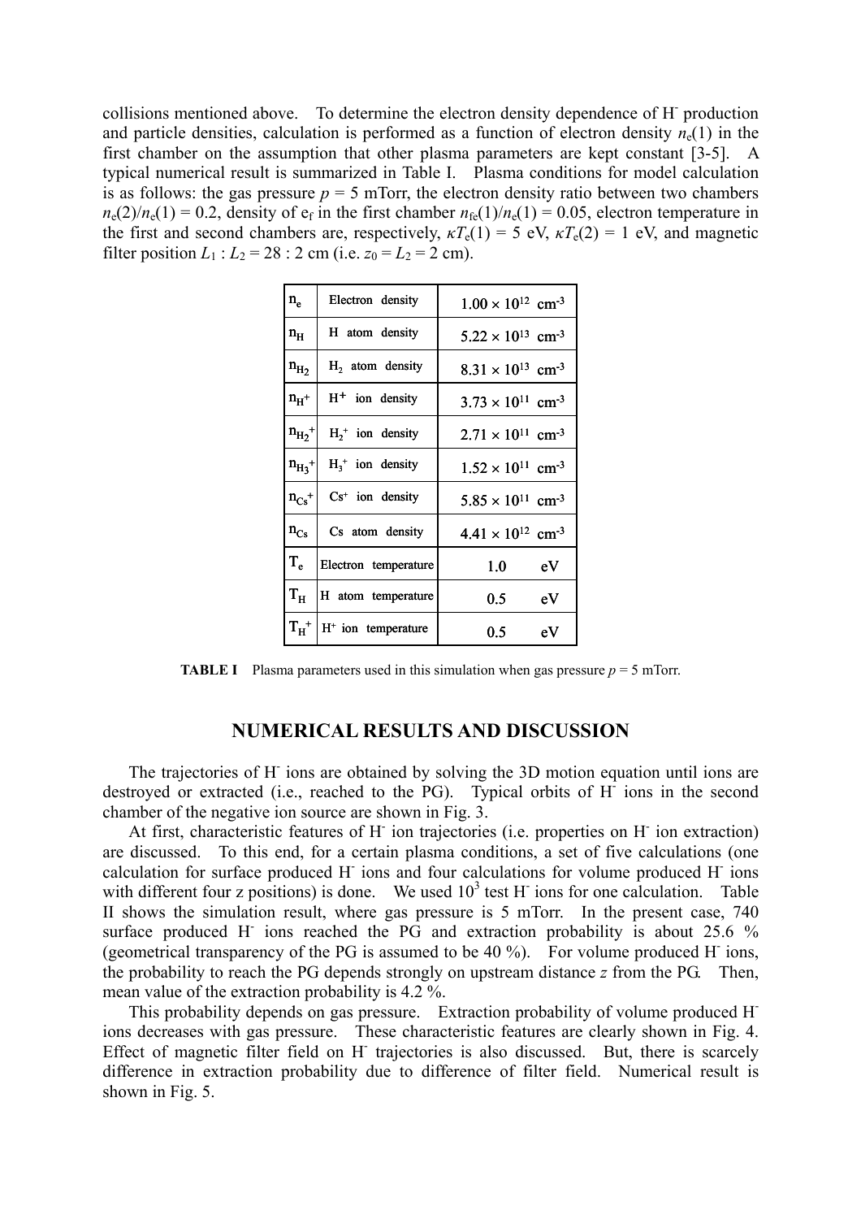collisions mentioned above. To determine the electron density dependence of $H^-$ production and particle densities, calculation is performed as a function of electron density $n_e(1)$ in the first chamber on the assumption that other plasma parameters are kept constant [3-5]. A typical numerical result is summarized in Table I. Plasma conditions for model calculation is as follows: the gas pressure $p$ = 5 mTorr, the electron density ratio between two chambers $n_e(2)/n_e(1) = 0.2$, density of $e_f$ in the first chamber $n_{fe}(1)/n_e(1) = 0.05$, electron temperature in the first and second chambers are, respectively, $\kappa T_e(1)$ = 5 eV, $\kappa T_e(2)$ = 1 eV, and magnetic filter position $L_1 : L_2$ = 28 : 2 cm (i.e. $z_0 = L_2$ = 2 cm).

| | | |
|---|---|---|
| $n_e$ | Electron density | $1.00 \times 10^{12}$ cm$^{-3}$ |
| $n_H$ | H atom density | $5.22 \times 10^{13}$ cm$^{-3}$ |
| $n_{H_2}$ | $H_2$ atom density | $8.31 \times 10^{13}$ cm$^{-3}$ |
| $n_{H^+}$ | $H^+$ ion density | $3.73 \times 10^{11}$ cm$^{-3}$ |
| $n_{H_2{}^+}$ | $H_2{}^+$ ion density | $2.71 \times 10^{11}$ cm$^{-3}$ |
| $n_{H_3{}^+}$ | $H_3{}^+$ ion density | $1.52 \times 10^{11}$ cm$^{-3}$ |
| $n_{Cs^+}$ | $Cs^+$ ion density | $5.85 \times 10^{11}$ cm$^{-3}$ |
| $n_{Cs}$ | Cs atom density | $4.41 \times 10^{12}$ cm$^{-3}$ |
| $T_e$ | Electron temperature | 1.0 eV |
| $T_H$ | H atom temperature | 0.5 eV |
| $T_{H^+}$ | $H^+$ ion temperature | 0.5 eV |

**TABLE I** Plasma parameters used in this simulation when gas pressure $p$ = 5 mTorr.

## NUMERICAL RESULTS AND DISCUSSION

The trajectories of $H^-$ ions are obtained by solving the 3D motion equation until ions are destroyed or extracted (i.e., reached to the PG). Typical orbits of $H^-$ ions in the second chamber of the negative ion source are shown in Fig. 3.

At first, characteristic features of $H^-$ ion trajectories (i.e. properties on $H^-$ ion extraction) are discussed. To this end, for a certain plasma conditions, a set of five calculations (one calculation for surface produced $H^-$ ions and four calculations for volume produced $H^-$ ions with different four z positions) is done. We used $10^3$ test $H^-$ ions for one calculation. Table II shows the simulation result, where gas pressure is 5 mTorr. In the present case, 740 surface produced $H^-$ ions reached the PG and extraction probability is about 25.6 % (geometrical transparency of the PG is assumed to be 40 %). For volume produced $H^-$ ions, the probability to reach the PG depends strongly on upstream distance $z$ from the PG. Then, mean value of the extraction probability is 4.2 %.

This probability depends on gas pressure. Extraction probability of volume produced $H^-$ ions decreases with gas pressure. These characteristic features are clearly shown in Fig. 4. Effect of magnetic filter field on $H^-$ trajectories is also discussed. But, there is scarcely difference in extraction probability due to difference of filter field. Numerical result is shown in Fig. 5.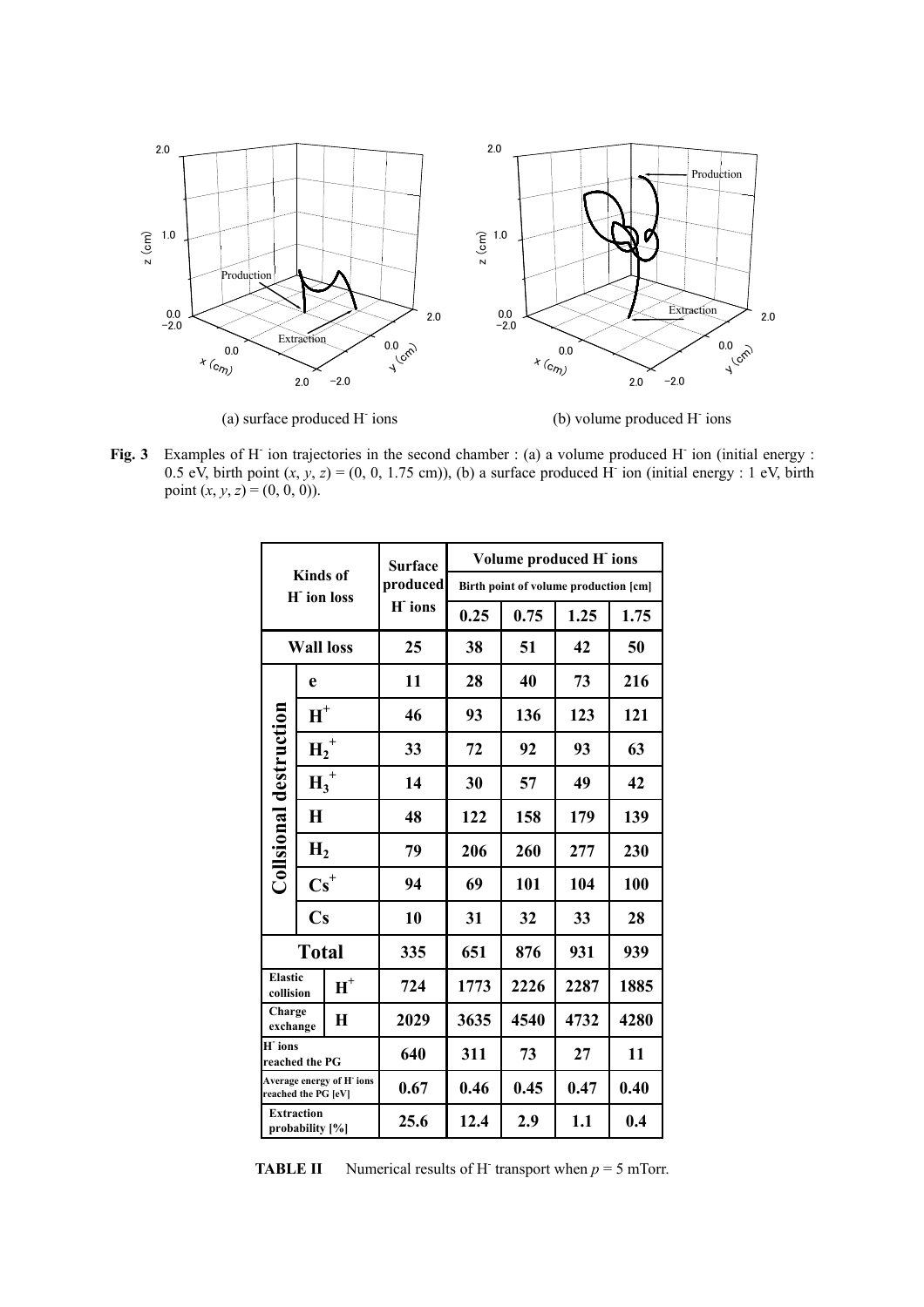(a) surface produced $H^-$ ions

(b) volume produced $H^-$ ions

**Fig. 3** Examples of $H^-$ ion trajectories in the second chamber : (a) a volume produced $H^-$ ion (initial energy : 0.5 eV, birth point $(x, y, z) = (0, 0, 1.75$ cm$)$), (b) a surface produced $H^-$ ion (initial energy : 1 eV, birth point $(x, y, z) = (0, 0, 0)$).

| Kinds of $H^-$ ion loss | | Surface produced $H^-$ ions | Volume produced $H^-$ ions: Birth point of volume production [cm] 0.25 | 0.75 | 1.25 | 1.75 |
|---|---|---|---|---|---|---|
| **Wall loss** | | 25 | 38 | 51 | 42 | 50 |
| **Collsional destruction** | e | 11 | 28 | 40 | 73 | 216 |
| | $H^+$ | 46 | 93 | 136 | 123 | 121 |
| | $H_2^+$ | 33 | 72 | 92 | 93 | 63 |
| | $H_3^+$ | 14 | 30 | 57 | 49 | 42 |
| | H | 48 | 122 | 158 | 179 | 139 |
| | $H_2$ | 79 | 206 | 260 | 277 | 230 |
| | $Cs^+$ | 94 | 69 | 101 | 104 | 100 |
| | Cs | 10 | 31 | 32 | 33 | 28 |
| **Total** | | 335 | 651 | 876 | 931 | 939 |
| Elastic collision | $H^+$ | 724 | 1773 | 2226 | 2287 | 1885 |
| Charge exchange | H | 2029 | 3635 | 4540 | 4732 | 4280 |
| $H^-$ ions reached the PG | | 640 | 311 | 73 | 27 | 11 |
| Average energy of $H^-$ ions reached the PG [eV] | | 0.67 | 0.46 | 0.45 | 0.47 | 0.40 |
| Extraction probability [%] | | 25.6 | 12.4 | 2.9 | 1.1 | 0.4 |

**TABLE II** Numerical results of $H^-$ transport when $p = 5$ mTorr.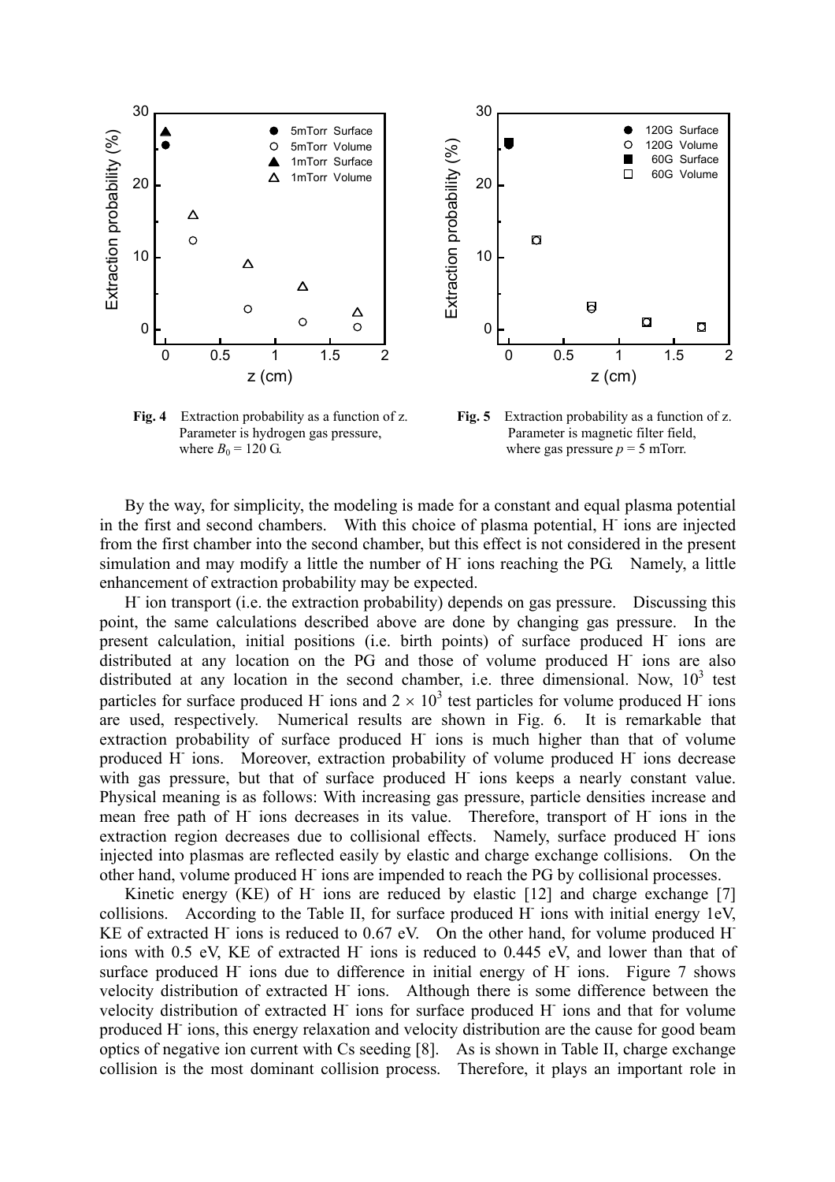**Fig. 4** Extraction probability as a function of z. Parameter is hydrogen gas pressure, where $B_0$ = 120 G.

**Fig. 5** Extraction probability as a function of z. Parameter is magnetic filter field, where gas pressure $p$ = 5 mTorr.

By the way, for simplicity, the modeling is made for a constant and equal plasma potential in the first and second chambers. With this choice of plasma potential, $H^-$ ions are injected from the first chamber into the second chamber, but this effect is not considered in the present simulation and may modify a little the number of $H^-$ ions reaching the PG. Namely, a little enhancement of extraction probability may be expected.

$H^-$ ion transport (i.e. the extraction probability) depends on gas pressure. Discussing this point, the same calculations described above are done by changing gas pressure. In the present calculation, initial positions (i.e. birth points) of surface produced $H^-$ ions are distributed at any location on the PG and those of volume produced $H^-$ ions are also distributed at any location in the second chamber, i.e. three dimensional. Now, $10^3$ test particles for surface produced $H^-$ ions and $2 \times 10^3$ test particles for volume produced $H^-$ ions are used, respectively. Numerical results are shown in Fig. 6. It is remarkable that extraction probability of surface produced $H^-$ ions is much higher than that of volume produced $H^-$ ions. Moreover, extraction probability of volume produced $H^-$ ions decrease with gas pressure, but that of surface produced $H^-$ ions keeps a nearly constant value. Physical meaning is as follows: With increasing gas pressure, particle densities increase and mean free path of $H^-$ ions decreases in its value. Therefore, transport of $H^-$ ions in the extraction region decreases due to collisional effects. Namely, surface produced $H^-$ ions injected into plasmas are reflected easily by elastic and charge exchange collisions. On the other hand, volume produced $H^-$ ions are impended to reach the PG by collisional processes.

Kinetic energy (KE) of $H^-$ ions are reduced by elastic [12] and charge exchange [7] collisions. According to the Table II, for surface produced $H^-$ ions with initial energy 1eV, KE of extracted $H^-$ ions is reduced to 0.67 eV. On the other hand, for volume produced $H^-$ ions with 0.5 eV, KE of extracted $H^-$ ions is reduced to 0.445 eV, and lower than that of surface produced $H^-$ ions due to difference in initial energy of $H^-$ ions. Figure 7 shows velocity distribution of extracted $H^-$ ions. Although there is some difference between the velocity distribution of extracted $H^-$ ions for surface produced $H^-$ ions and that for volume produced $H^-$ ions, this energy relaxation and velocity distribution are the cause for good beam optics of negative ion current with Cs seeding [8]. As is shown in Table II, charge exchange collision is the most dominant collision process. Therefore, it plays an important role in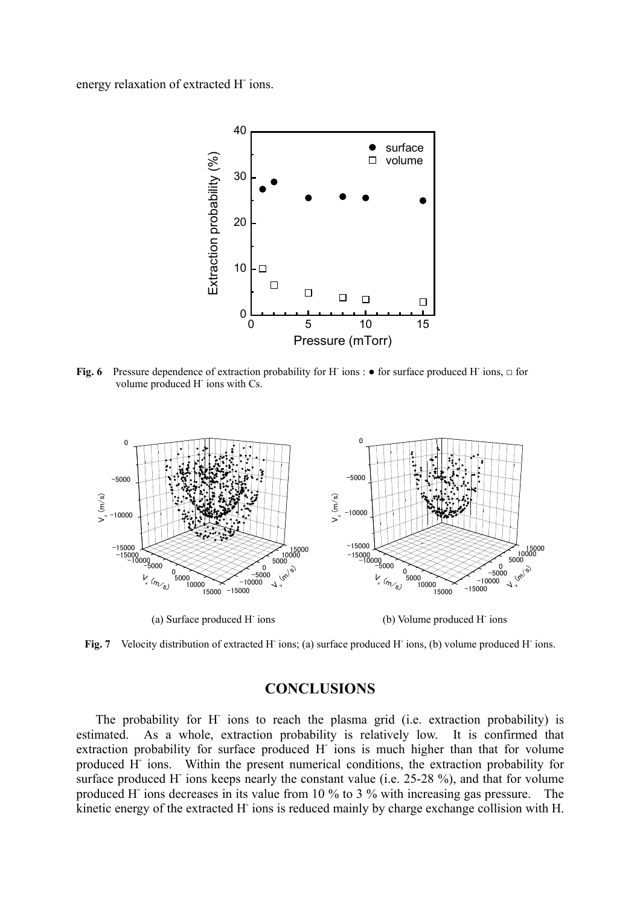energy relaxation of extracted $H^-$ ions.

**Fig. 6** Pressure dependence of extraction probability for $H^-$ ions : ● for surface produced $H^-$ ions, □ for volume produced $H^-$ ions with Cs.

(a) Surface produced $H^-$ ions

(b) Volume produced $H^-$ ions

**Fig. 7** Velocity distribution of extracted $H^-$ ions; (a) surface produced $H^-$ ions, (b) volume produced $H^-$ ions.

## CONCLUSIONS

The probability for $H^-$ ions to reach the plasma grid (i.e. extraction probability) is estimated. As a whole, extraction probability is relatively low. It is confirmed that extraction probability for surface produced $H^-$ ions is much higher than that for volume produced $H^-$ ions. Within the present numerical conditions, the extraction probability for surface produced $H^-$ ions keeps nearly the constant value (i.e. 25-28 %), and that for volume produced $H^-$ ions decreases in its value from 10 % to 3 % with increasing gas pressure. The kinetic energy of the extracted $H^-$ ions is reduced mainly by charge exchange collision with H.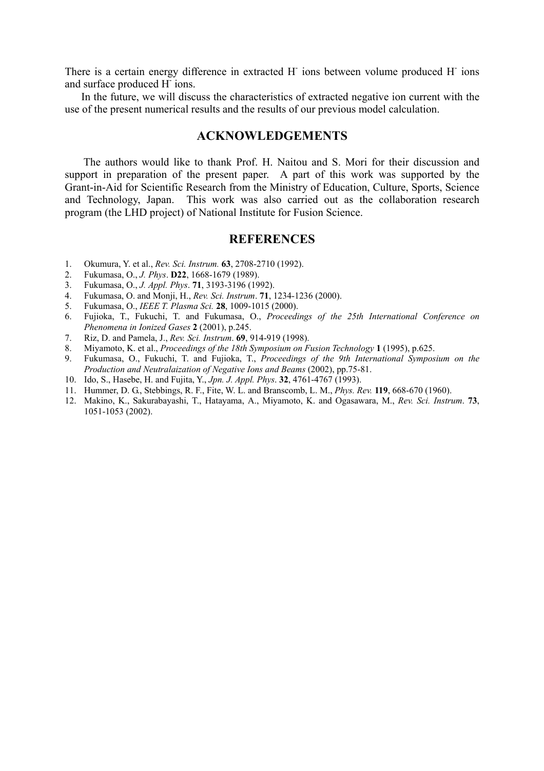There is a certain energy difference in extracted $H^-$ ions between volume produced $H^-$ ions and surface produced $H^-$ ions.

In the future, we will discuss the characteristics of extracted negative ion current with the use of the present numerical results and the results of our previous model calculation.

## ACKNOWLEDGEMENTS

The authors would like to thank Prof. H. Naitou and S. Mori for their discussion and support in preparation of the present paper. A part of this work was supported by the Grant-in-Aid for Scientific Research from the Ministry of Education, Culture, Sports, Science and Technology, Japan. This work was also carried out as the collaboration research program (the LHD project) of National Institute for Fusion Science.

## REFERENCES

1. Okumura, Y. et al., *Rev. Sci. Instrum.* **63**, 2708-2710 (1992).
2. Fukumasa, O., *J. Phys*. **D22**, 1668-1679 (1989).
3. Fukumasa, O., *J. Appl. Phys*. **71**, 3193-3196 (1992).
4. Fukumasa, O. and Monji, H., *Rev. Sci. Instrum*. **71**, 1234-1236 (2000).
5. Fukumasa, O., *IEEE T. Plasma Sci.* **28**, 1009-1015 (2000).
6. Fujioka, T., Fukuchi, T. and Fukumasa, O., *Proceedings of the 25th International Conference on Phenomena in Ionized Gases* **2** (2001), p.245.
7. Riz, D. and Pamela, J., *Rev. Sci. Instrum*. **69**, 914-919 (1998).
8. Miyamoto, K. et al., *Proceedings of the 18th Symposium on Fusion Technology* **1** (1995), p.625.
9. Fukumasa, O., Fukuchi, T. and Fujioka, T., *Proceedings of the 9th International Symposium on the Production and Neutralaization of Negative Ions and Beams* (2002), pp.75-81.
10. Ido, S., Hasebe, H. and Fujita, Y., *Jpn. J. Appl. Phys*. **32**, 4761-4767 (1993).
11. Hummer, D. G., Stebbings, R. F., Fite, W. L. and Branscomb, L. M., *Phys. Rev.* **119**, 668-670 (1960).
12. Makino, K., Sakurabayashi, T., Hatayama, A., Miyamoto, K. and Ogasawara, M., *Rev. Sci. Instrum*. **73**, 1051-1053 (2002).